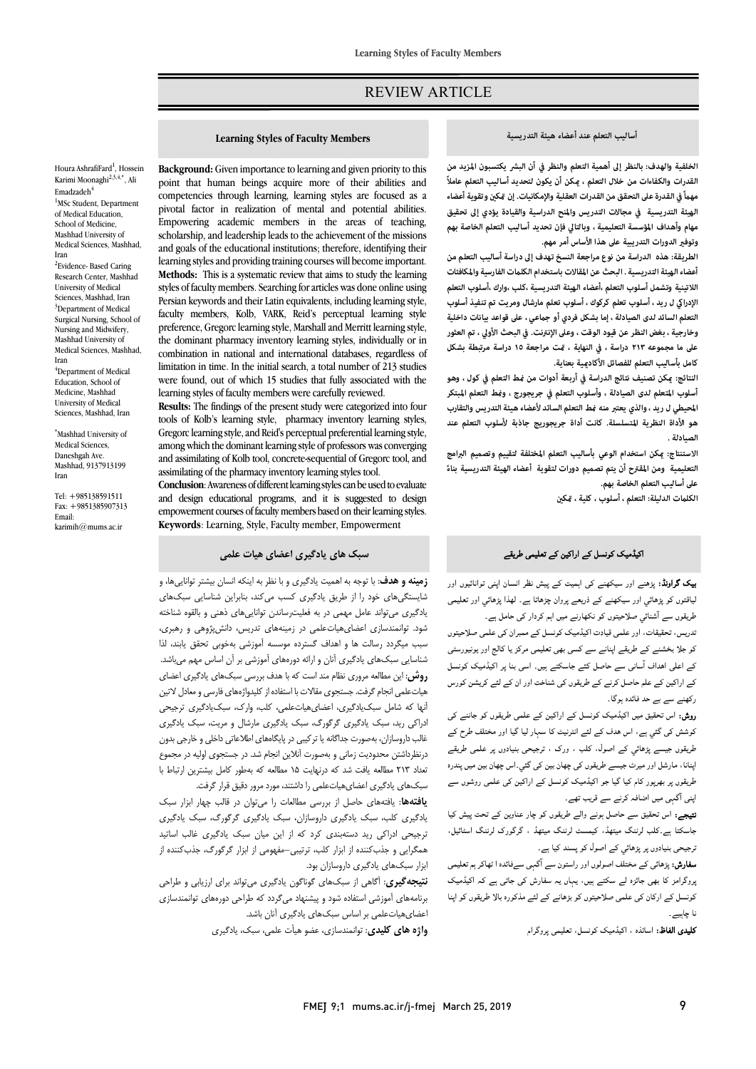REVIEW ARTICLE

## Learning Styles of Faculty Members

Houra AshrafiFard[1], Hossein Karimi Moonaghi[2,3,4,*], Ali Emadzadeh[4]

[1]MSc Student, Department of Medical Education, School of Medicine, Mashhad University of Medical Sciences, Mashhad, Iran

[2]Evidence- Based Caring Research Center, Mashhad University of Medical Sciences, Mashhad, Iran

[3]Department of Medical Surgical Nursing, School of Nursing and Midwifery, Mashhad University of Medical Sciences, Mashhad, Iran

[4]Department of Medical Education, School of Medicine, Mashhad University of Medical Sciences, Mashhad, Iran

*Mashhad University of Medical Sciences, Daneshgah Ave. Mashhad, 9137913199 Iran

Tel: +985138591511
Fax: +985138907313
Email: karimih@mums.ac.ir

**Background:** Given importance to learning and given priority to this point that human beings acquire more of their abilities and competencies through learning, learning styles are focused as a pivotal factor in realization of mental and potential abilities. Empowering academic members in the areas of teaching, scholarship, and leadership leads to the achievement of the missions and goals of the educational institutions; therefore, identifying their learning styles and providing training courses will become important.

**Methods:** This is a systematic review that aims to study the learning styles of faculty members. Searching for articles was done online using Persian keywords and their Latin equivalents, including learning style, faculty members, Kolb, VARK, Reid's perceptual learning style preference, Gregorc learning style, Marshall and Merritt learning style, the dominant pharmacy inventory learning styles, individually or in combination in national and international databases, regardless of limitation in time. In the initial search, a total number of 213 studies were found, out of which 15 studies that fully associated with the learning styles of faculty members were carefully reviewed.

**Results:** The findings of the present study were categorized into four tools of Kolb's learning style, pharmacy inventory learning styles, Gregorc learning style, and Reid's perceptual preferential learning style, among which the dominant learning style of professors was converging and assimilating of Kolb tool, concrete-sequential of Gregorc tool, and assimilating of the pharmacy inventory learning styles tool.

**Conclusion** Awareness of different learning styles can be used to evaluate and design educational programs, and it is suggested to design empowerment courses of faculty members based on their learning styles.

**Keywords**: Learning, Style, Faculty member, Empowerment

## أساليب التعلم عند أعضاء هيئة التدريسية

**الخلفية والهدف:** بالنظر إلى أهمية التعلم والنظر في أن البشر يكتسبون المزيد من القدرات والكفاءات من خلال التعلم ، يمكن أن يكون لتحديد أساليب التعلم عاملاً مهماً في القدرة على التحقق من القدرات العقلية والإمكانيات. إن تمكين وتقوية أعضاء الهيئة التدريسية في مجالات التدريس والمنح الدراسية والقيادة يؤدي إلى تحقيق مهام وأهداف المؤسسة التعليمية ، وبالتالي فإن تحديد أساليب التعلم الخاصة بهم وتوفير الدورات التدريبية على هذا الأساس أمر مهم.

**الطريقة:** هذه الدراسة من نوع مراجعة النسخ تهدف إلى دراسة أساليب التعلم من أعضاء الهيئة التدريسية . البحث عن المقالات باستخدام الكلمات الفارسية والمكافئات اللاتينية وتشمل أسلوب التعلم ،أعضاء الهيئة التدريسية ،كلب ،وارك ،أسلوب التعلم الإدراكي ل ريد ، أسلوب تعلم كركوك ، أسلوب تعلم مارشال وميريت تم تنفيذ أسلوب التعلم السائد لدى الصيادلة ، إما بشكل فردي أو جماعي ، على قواعد بيانات داخلية وخارجية ، بغض النظر عن قيود الوقت ، وعلى الإنترنت. في البحث الأولي ، تم العثور على ما مجموعه ٢١٣ دراسة ، في النهاية ، تمت مراجعة ١٥ دراسة مرتبطة بشكل كامل بأساليب التعلم للفضائل الأكاديمية بعناية.

**النتائج:** يمكن تصنيف نتائج الدراسة في أربعة أدوات من نمط التعلم في كول ، وهو أسلوب المتعلم لدى الصيادلة ، وأسلوب التعلم في جريجورج ، ونمط التعلم المبتكر المحيطي ل ريد ، والذي يعتبر منه نمط التعلم السائد لأعضاء هيئة التدريس والتقارب هو الأداة النظرية المتسلسلة. كانت أداة جريجوريج جاذبة لأسلوب التعلم عند الصيادلة .

**الاستنتاج:** يمكن استخدام الوعي بأساليب التعلم المختلفة لتقييم وتصميم البرامج التعليمية ومن المقترح أن يتم تصميم دورات لتقوية أعضاء الهيئة التدريسية بناءً على أساليب التعلم الخاصة بهم.

**الكلمات الدليلة:** التعلم ، أسلوب ، كلية ، تمكين

## سبک های یادگیری اعضای هیات علمی

**زمینه و هدف**: با توجه به اهمیت یادگیری و با نظر به اینکه انسان بیشتر توانایی‌ها، و شایستگی‌های خود را از طریق یادگیری کسب می‌کند، بنابراین شناسایی سبک‌های یادگیری می‌تواند عامل مهمی در به فعلیت‌رساندن توانایی‌های ذهنی و بالقوه شناخته شود. توانمندسازی اعضای‌هیات‌علمی در زمینه‌های تدریس، دانش‌پژوهی و رهبری، سبب میگردد رسالت ها و اهداف گسترده موسسه آموزشی به‌خوبی تحقق یابند، لذا شناسایی سبک‌های یادگیری آنان و ارائه دوره‌های آموزشی بر آن اساس مهم می‌باشد.

**روش**: این مطالعه مروری نظام مند است که با هدف بررسی سبک‌های یادگیری اعضای هیات‌علمی انجام گرفت. جستجوی مقالات با استفاده از کلیدواژه‌های فارسی و معادل لاتین آنها که شامل سبک‌یادگیری، اعضای‌هیات‌علمی، کلب، وارک، سبک‌یادگیری ترجیحی ادراکی رید، سبک یادگیری گرگورک، سبک یادگیری مارشال و مربت، سبک یادگیری غالب داروسازان، به‌صورت جداگانه یا ترکیبی در پایگاه‌های اطلاعاتی داخلی و خارجی بدون درنظرداشتن محدودیت زمانی و به‌صورت آنلاین انجام شد. در جستجوی اولیه در مجموع تعداد ۲۱۳ مطالعه یافت شد که درنهایت ۱۵ مطالعه که به‌طور کامل بیشترین ارتباط با سبک‌های یادگیری اعضای‌هیات‌علمی را داشتند، مورد دقیق قرار گرفت.

**یافته‌ها**: یافته‌های حاصل از بررسی مطالعات را می‌توان در قالب چهار ابزار سبک یادگیری کلب، سبک یادگیری داروسازان، سبک یادگیری گرگورگ، سبک یادگیری ترجیحی ادراکی رید دسته‌بندی کرد که از این میان سبک یادگیری غالب اساتید همگرایی و جذب‌کننده از ابزار کلب، ترتیبی–مفهومی از ابزار گرگورگ، جذب‌کننده از ابزار سبک‌های یادگیری داروسازان بود.

**نتیجه‌گیری**: آگاهی از سبک‌های گوناگون یادگیری می‌تواند برای ارزیابی و طراحی برنامه‌های آموزشی استفاده شود و پیشنهاد می‌گردد که طراحی دوره‌های توانمندسازی اعضای‌هیات‌علمی بر اساس سبک‌های یادگیری آنان باشد.

**واژه های کلیدی**: توانمندسازی، عضو هیأت علمی، سبک، یادگیری

## اکیڈمیک کونسل کے اراکین کے تعلیمی طریقے

**بیک گراونڈ:** پڑھنے اور سیکھنے کی اہمیت کے پیش نظر انسان اپنی توانائیوں اور لیاقتوں کو پڑھائي اور سیکھنے کے ذریعے پروان چڑھاتا ہے۔ لھذا پڑھائي اور تعلیمی طریقوں سے آشنائي صلاحیتوں کو نکھارنے میں اہم کردار کی حامل ہے۔

تدریس، تحقیقات، اور علمی قیادت اکیڈمیک کونسل کے ممبران کی علمی صلاحیتوں کو جلا بخشنے کے طریقے اپنانے سے کسی بھی تعلیمی مرکز یا کالج اور یونیورسٹی کے اعلی اھداف آسانی سے حاصل کئے جاسکتے ہیں۔ اسی بنا پر اکیڈمیک کونسل کے اراکین کے علم حاصل کرنے کے طریقوں کی شناخت اور ان کے لئے کریشن کورس رکھنے سے بے حد فائدہ ہوگا۔

**روش:** اس تحقیق میں اکیڈمیک کونسل کے اراکین کے علمی طریقوں کو جاننے کی کوشش کی گئي ہے۔ اس ھدف کے لئے انٹرنیٹ کا سہارا لیا گیا اور مختلف طرح کے طریقوں جیسے پڑھائي کے اصول، کلب ، ورک ، ترجیحی بنیادوں پر علمی طریقے اپنانا، مارشل اور میرت جیسے طریقوں کی چھان بین کی گئي۔اس چھان بین میں پندرہ طریقوں پر بھرپور کام کیا گیا جو اکیڈمیک کونسل کے اراکین کی علمی روشوں سے اپنی آگہی میں اضافہ کرنے سے قریب تھے۔

**نتیجے:** اس تحقیق سے حاصل ہونے والے طریقوں کو چار عناوین کے تحت پیش کیا جاسکتا ہے۔کلب لرننگ میتھڈ ، کیمسٹ لرننگ میتھڈ ، گرگورک لرننگ اسٹائیل، ترجیحی بنیادوں پر پڑھائي کے اصول کو پسند کیا ہے۔

**سفارش:** پڑھائی کے مختلف اصولوں اور راستوں سے آگہی سےفائدہ ا ٹھاکر ہم تعلیمی پروگرامز کا بھی جائزہ لے سکتے ہیں، یہاں یہ سفارش کی جاتی ہے کہ اکیڈمیک کونسل کے ارکان کی علمی صلاحیتوں کو بڑھانے کے لئے مذکورہ بالا طریقوں کو اپنا نا چاہیے۔

**کلیدی الفاظ:** اساتذہ ، اکیڈمیک کونسل، تعلیمی پروگرام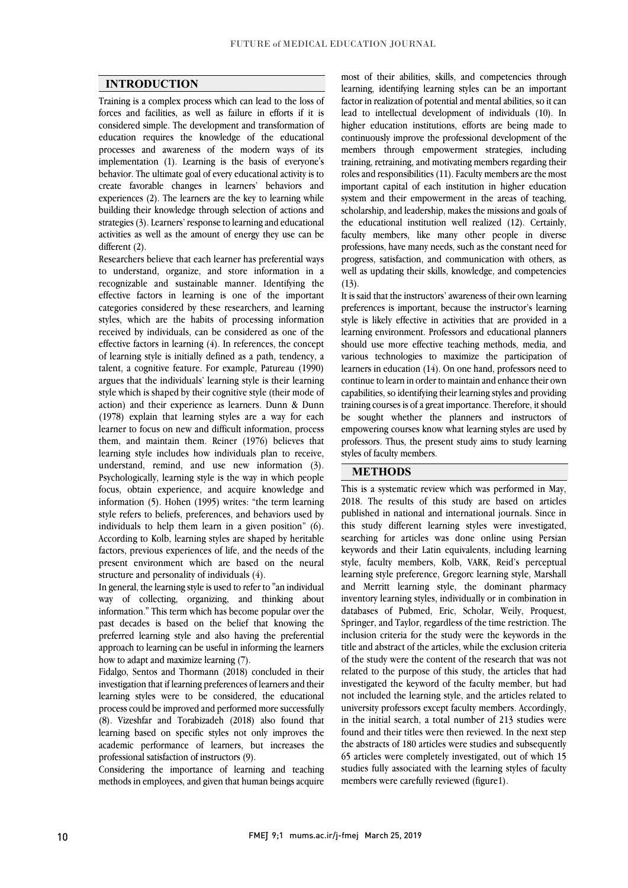## INTRODUCTION

Training is a complex process which can lead to the loss of forces and facilities, as well as failure in efforts if it is considered simple. The development and transformation of education requires the knowledge of the educational processes and awareness of the modern ways of its implementation (1). Learning is the basis of everyone's behavior. The ultimate goal of every educational activity is to create favorable changes in learners' behaviors and experiences (2). The learners are the key to learning while building their knowledge through selection of actions and strategies (3). Learners' response to learning and educational activities as well as the amount of energy they use can be different (2).

Researchers believe that each learner has preferential ways to understand, organize, and store information in a recognizable and sustainable manner. Identifying the effective factors in learning is one of the important categories considered by these researchers, and learning styles, which are the habits of processing information received by individuals, can be considered as one of the effective factors in learning (4). In references, the concept of learning style is initially defined as a path, tendency, a talent, a cognitive feature. For example, Patureau (1990) argues that the individuals' learning style is their learning style which is shaped by their cognitive style (their mode of action) and their experience as learners. Dunn & Dunn (1978) explain that learning styles are a way for each learner to focus on new and difficult information, process them, and maintain them. Reiner (1976) believes that learning style includes how individuals plan to receive, understand, remind, and use new information (3). Psychologically, learning style is the way in which people focus, obtain experience, and acquire knowledge and information (5). Hohen (1995) writes: "the term learning style refers to beliefs, preferences, and behaviors used by individuals to help them learn in a given position" (6). According to Kolb, learning styles are shaped by heritable factors, previous experiences of life, and the needs of the present environment which are based on the neural structure and personality of individuals (4).

In general, the learning style is used to refer to "an individual way of collecting, organizing, and thinking about information." This term which has become popular over the past decades is based on the belief that knowing the preferred learning style and also having the preferential approach to learning can be useful in informing the learners how to adapt and maximize learning (7).

Fidalgo, Sentos and Thormann (2018) concluded in their investigation that if learning preferences of learners and their learning styles were to be considered, the educational process could be improved and performed more successfully (8). Vizeshfar and Torabizadeh (2018) also found that learning based on specific styles not only improves the academic performance of learners, but increases the professional satisfaction of instructors (9).

Considering the importance of learning and teaching methods in employees, and given that human beings acquire most of their abilities, skills, and competencies through learning, identifying learning styles can be an important factor in realization of potential and mental abilities, so it can lead to intellectual development of individuals (10). In higher education institutions, efforts are being made to continuously improve the professional development of the members through empowerment strategies, including training, retraining, and motivating members regarding their roles and responsibilities (11). Faculty members are the most important capital of each institution in higher education system and their empowerment in the areas of teaching, scholarship, and leadership, makes the missions and goals of the educational institution well realized (12). Certainly, faculty members, like many other people in diverse professions, have many needs, such as the constant need for progress, satisfaction, and communication with others, as well as updating their skills, knowledge, and competencies (13).

It is said that the instructors' awareness of their own learning preferences is important, because the instructor's learning style is likely effective in activities that are provided in a learning environment. Professors and educational planners should use more effective teaching methods, media, and various technologies to maximize the participation of learners in education (14). On one hand, professors need to continue to learn in order to maintain and enhance their own capabilities, so identifying their learning styles and providing training courses is of a great importance. Therefore, it should be sought whether the planners and instructors of empowering courses know what learning styles are used by professors. Thus, the present study aims to study learning styles of faculty members.

## METHODS

This is a systematic review which was performed in May, 2018. The results of this study are based on articles published in national and international journals. Since in this study different learning styles were investigated, searching for articles was done online using Persian keywords and their Latin equivalents, including learning style, faculty members, Kolb, VARK, Reid's perceptual learning style preference, Gregorc learning style, Marshall and Merritt learning style, the dominant pharmacy inventory learning styles, individually or in combination in databases of Pubmed, Eric, Scholar, Weily, Proquest, Springer, and Taylor, regardless of the time restriction. The inclusion criteria for the study were the keywords in the title and abstract of the articles, while the exclusion criteria of the study were the content of the research that was not related to the purpose of this study, the articles that had investigated the keyword of the faculty member, but had not included the learning style, and the articles related to university professors except faculty members. Accordingly, in the initial search, a total number of 213 studies were found and their titles were then reviewed. In the next step the abstracts of 180 articles were studies and subsequently 65 articles were completely investigated, out of which 15 studies fully associated with the learning styles of faculty members were carefully reviewed (figure1).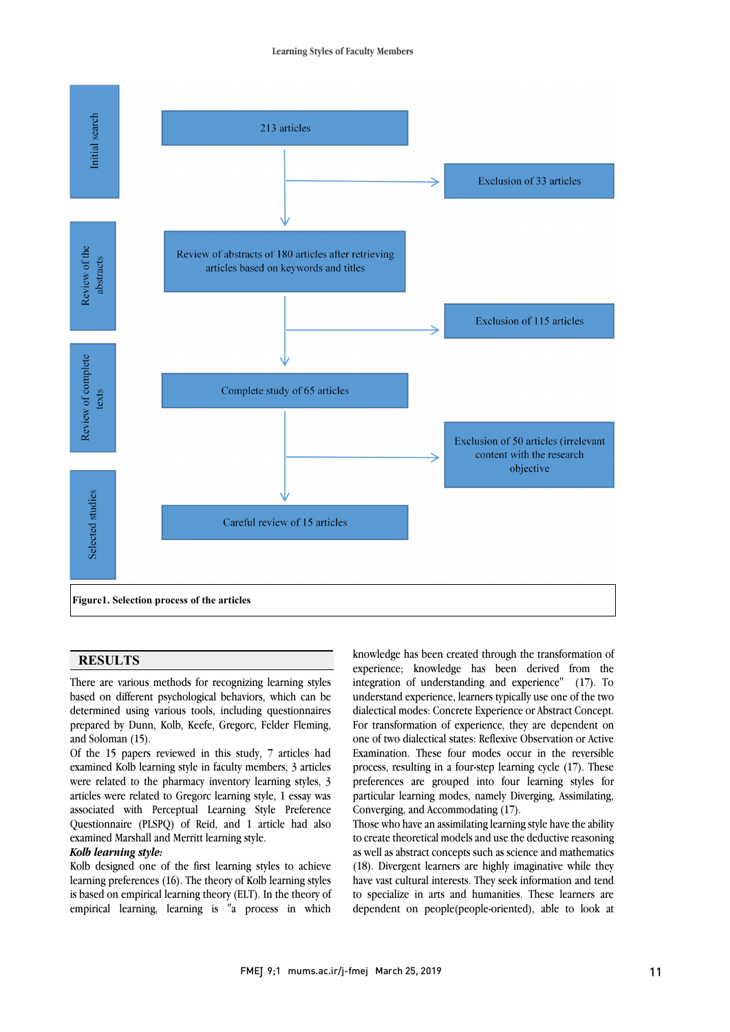Initial search

213 articles

Exclusion of 33 articles

Review of the abstracts

Review of abstracts of 180 articles after retrieving articles based on keywords and titles

Exclusion of 115 articles

Review of complete texts

Complete study of 65 articles

Exclusion of 50 articles (irrelevant content with the research objective

Selected studies

Careful review of 15 articles

**Figure1. Selection process of the articles**

## RESULTS

There are various methods for recognizing learning styles based on different psychological behaviors, which can be determined using various tools, including questionnaires prepared by Dunn, Kolb, Keefe, Gregorc, Felder Fleming, and Soloman (15).

Of the 15 papers reviewed in this study, 7 articles had examined Kolb learning style in faculty members, 3 articles were related to the pharmacy inventory learning styles, 3 articles were related to Gregorc learning style, 1 essay was associated with Perceptual Learning Style Preference Questionnaire (PLSPQ) of Reid, and 1 article had also examined Marshall and Merritt learning style.

***Kolb learning style:***

Kolb designed one of the first learning styles to achieve learning preferences (16). The theory of Kolb learning styles is based on empirical learning theory (ELT). In the theory of empirical learning, learning is "a process in which knowledge has been created through the transformation of experience; knowledge has been derived from the integration of understanding and experience" (17). To understand experience, learners typically use one of the two dialectical modes: Concrete Experience or Abstract Concept. For transformation of experience, they are dependent on one of two dialectical states: Reflexive Observation or Active Examination. These four modes occur in the reversible process, resulting in a four-step learning cycle (17). These preferences are grouped into four learning styles for particular learning modes, namely Diverging, Assimilating, Converging, and Accommodating (17).

Those who have an assimilating learning style have the ability to create theoretical models and use the deductive reasoning as well as abstract concepts such as science and mathematics (18). Divergent learners are highly imaginative while they have vast cultural interests. They seek information and tend to specialize in arts and humanities. These learners are dependent on people(people-oriented), able to look at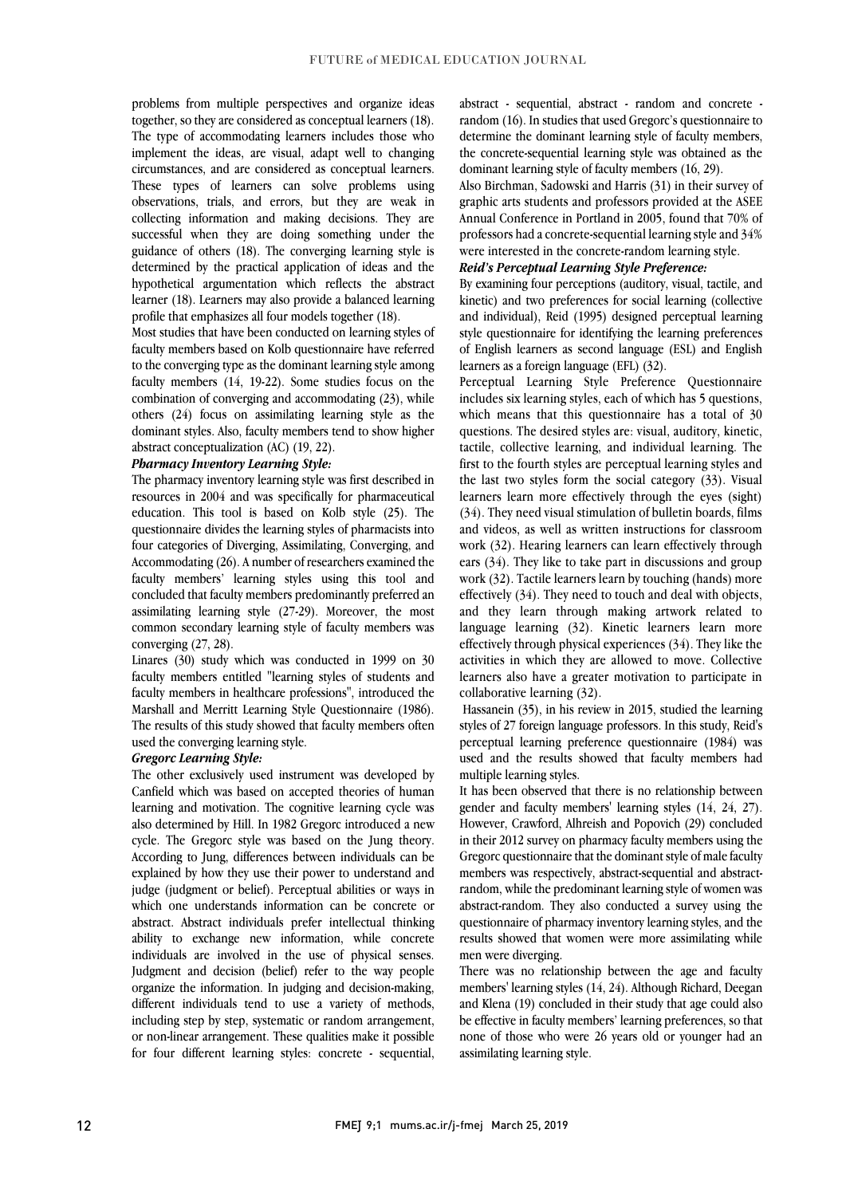problems from multiple perspectives and organize ideas together, so they are considered as conceptual learners (18). The type of accommodating learners includes those who implement the ideas, are visual, adapt well to changing circumstances, and are considered as conceptual learners. These types of learners can solve problems using observations, trials, and errors, but they are weak in collecting information and making decisions. They are successful when they are doing something under the guidance of others (18). The converging learning style is determined by the practical application of ideas and the hypothetical argumentation which reflects the abstract learner (18). Learners may also provide a balanced learning profile that emphasizes all four models together (18).

Most studies that have been conducted on learning styles of faculty members based on Kolb questionnaire have referred to the converging type as the dominant learning style among faculty members (14, 19-22). Some studies focus on the combination of converging and accommodating (23), while others (24) focus on assimilating learning style as the dominant styles. Also, faculty members tend to show higher abstract conceptualization (AC) (19, 22).

***Pharmacy Inventory Learning Style:***

The pharmacy inventory learning style was first described in resources in 2004 and was specifically for pharmaceutical education. This tool is based on Kolb style (25). The questionnaire divides the learning styles of pharmacists into four categories of Diverging, Assimilating, Converging, and Accommodating (26). A number of researchers examined the faculty members' learning styles using this tool and concluded that faculty members predominantly preferred an assimilating learning style (27-29). Moreover, the most common secondary learning style of faculty members was converging (27, 28).

Linares (30) study which was conducted in 1999 on 30 faculty members entitled "learning styles of students and faculty members in healthcare professions", introduced the Marshall and Merritt Learning Style Questionnaire (1986). The results of this study showed that faculty members often used the converging learning style.

***Gregorc Learning Style:***

The other exclusively used instrument was developed by Canfield which was based on accepted theories of human learning and motivation. The cognitive learning cycle was also determined by Hill. In 1982 Gregorc introduced a new cycle. The Gregorc style was based on the Jung theory. According to Jung, differences between individuals can be explained by how they use their power to understand and judge (judgment or belief). Perceptual abilities or ways in which one understands information can be concrete or abstract. Abstract individuals prefer intellectual thinking ability to exchange new information, while concrete individuals are involved in the use of physical senses. Judgment and decision (belief) refer to the way people organize the information. In judging and decision-making, different individuals tend to use a variety of methods, including step by step, systematic or random arrangement, or non-linear arrangement. These qualities make it possible for four different learning styles: concrete - sequential, abstract - sequential, abstract - random and concrete - random (16). In studies that used Gregorc's questionnaire to determine the dominant learning style of faculty members, the concrete-sequential learning style was obtained as the dominant learning style of faculty members (16, 29).

Also Birchman, Sadowski and Harris (31) in their survey of graphic arts students and professors provided at the ASEE Annual Conference in Portland in 2005, found that 70% of professors had a concrete-sequential learning style and 34% were interested in the concrete-random learning style.

***Reid's Perceptual Learning Style Preference:***

By examining four perceptions (auditory, visual, tactile, and kinetic) and two preferences for social learning (collective and individual), Reid (1995) designed perceptual learning style questionnaire for identifying the learning preferences of English learners as second language (ESL) and English learners as a foreign language (EFL) (32).

Perceptual Learning Style Preference Questionnaire includes six learning styles, each of which has 5 questions, which means that this questionnaire has a total of 30 questions. The desired styles are: visual, auditory, kinetic, tactile, collective learning, and individual learning. The first to the fourth styles are perceptual learning styles and the last two styles form the social category (33). Visual learners learn more effectively through the eyes (sight) (34). They need visual stimulation of bulletin boards, films and videos, as well as written instructions for classroom work (32). Hearing learners can learn effectively through ears (34). They like to take part in discussions and group work (32). Tactile learners learn by touching (hands) more effectively (34). They need to touch and deal with objects, and they learn through making artwork related to language learning (32). Kinetic learners learn more effectively through physical experiences (34). They like the activities in which they are allowed to move. Collective learners also have a greater motivation to participate in collaborative learning (32).

Hassanein (35), in his review in 2015, studied the learning styles of 27 foreign language professors. In this study, Reid's perceptual learning preference questionnaire (1984) was used and the results showed that faculty members had multiple learning styles.

It has been observed that there is no relationship between gender and faculty members' learning styles (14, 24, 27). However, Crawford, Alhreish and Popovich (29) concluded in their 2012 survey on pharmacy faculty members using the Gregorc questionnaire that the dominant style of male faculty members was respectively, abstract-sequential and abstract-random, while the predominant learning style of women was abstract-random. They also conducted a survey using the questionnaire of pharmacy inventory learning styles, and the results showed that women were more assimilating while men were diverging.

There was no relationship between the age and faculty members' learning styles (14, 24). Although Richard, Deegan and Klena (19) concluded in their study that age could also be effective in faculty members' learning preferences, so that none of those who were 26 years old or younger had an assimilating learning style.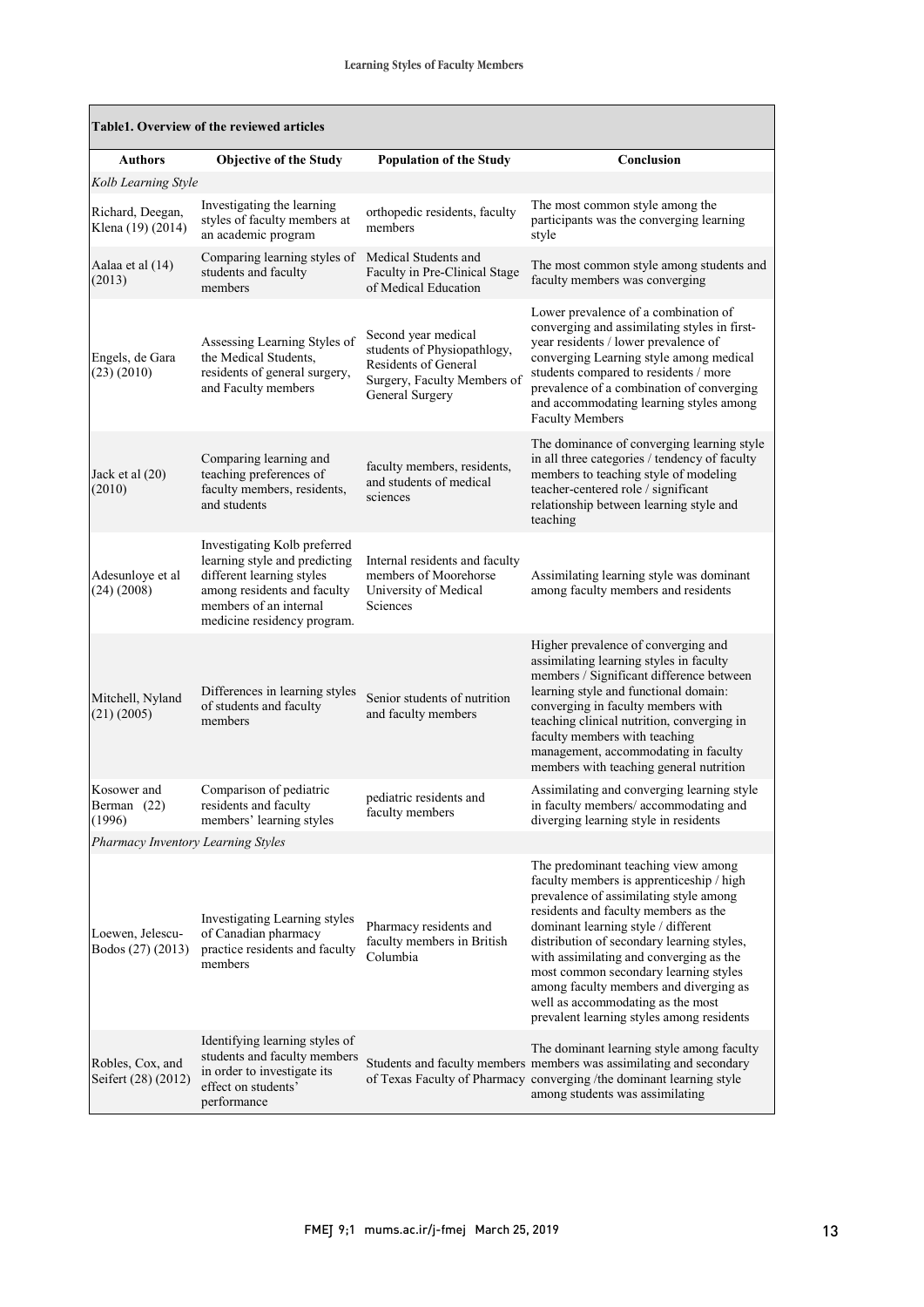**Table1. Overview of the reviewed articles**

| Authors | Objective of the Study | Population of the Study | Conclusion |
|---|---|---|---|
| *Kolb Learning Style* | | | |
| Richard, Deegan, Klena (19) (2014) | Investigating the learning styles of faculty members at an academic program | orthopedic residents, faculty members | The most common style among the participants was the converging learning style |
| Aalaa et al (14) (2013) | Comparing learning styles of students and faculty members | Medical Students and Faculty in Pre-Clinical Stage of Medical Education | The most common style among students and faculty members was converging |
| Engels, de Gara (23) (2010) | Assessing Learning Styles of the Medical Students, residents of general surgery, and Faculty members | Second year medical students of Physiopathlogy, Residents of General Surgery, Faculty Members of General Surgery | Lower prevalence of a combination of converging and assimilating styles in first-year residents / lower prevalence of converging Learning style among medical students compared to residents / more prevalence of a combination of converging and accommodating learning styles among Faculty Members |
| Jack et al (20) (2010) | Comparing learning and teaching preferences of faculty members, residents, and students | faculty members, residents, and students of medical sciences | The dominance of converging learning style in all three categories / tendency of faculty members to teaching style of modeling teacher-centered role / significant relationship between learning style and teaching |
| Adesunloye et al (24) (2008) | Investigating Kolb preferred learning style and predicting different learning styles among residents and faculty members of an internal medicine residency program. | Internal residents and faculty members of Moorehorse University of Medical Sciences | Assimilating learning style was dominant among faculty members and residents |
| Mitchell, Nyland (21) (2005) | Differences in learning styles of students and faculty members | Senior students of nutrition and faculty members | Higher prevalence of converging and assimilating learning styles in faculty members / Significant difference between learning style and functional domain: converging in faculty members with teaching clinical nutrition, converging in faculty members with teaching management, accommodating in faculty members with teaching general nutrition |
| Kosower and Berman (22) (1996) | Comparison of pediatric residents and faculty members' learning styles | pediatric residents and faculty members | Assimilating and converging learning style in faculty members/ accommodating and diverging learning style in residents |
| *Pharmacy Inventory Learning Styles* | | | |
| Loewen, Jelescu-Bodos (27) (2013) | Investigating Learning styles of Canadian pharmacy practice residents and faculty members | Pharmacy residents and faculty members in British Columbia | The predominant teaching view among faculty members is apprenticeship / high prevalence of assimilating style among residents and faculty members as the dominant learning style / different distribution of secondary learning styles, with assimilating and converging as the most common secondary learning styles among faculty members and diverging as well as accommodating as the most prevalent learning styles among residents |
| Robles, Cox, and Seifert (28) (2012) | Identifying learning styles of students and faculty members in order to investigate its effect on students' performance | Students and faculty members of Texas Faculty of Pharmacy | The dominant learning style among faculty members was assimilating and secondary converging /the dominant learning style among students was assimilating |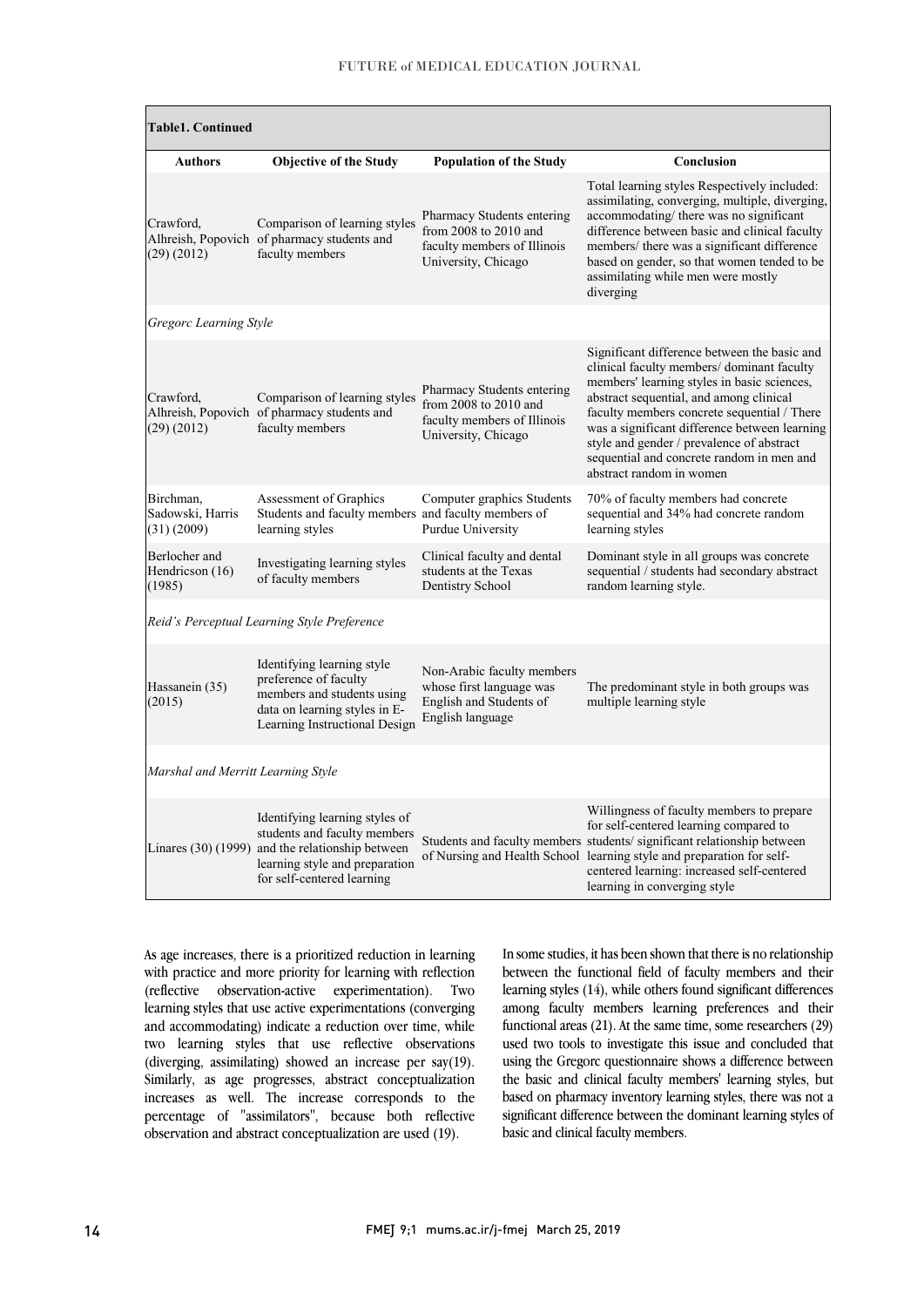| Table1. Continued | | | |
|---|---|---|---|
| **Authors** | **Objective of the Study** | **Population of the Study** | **Conclusion** |
| Crawford, Alhreish, Popovich (29) (2012) | Comparison of learning styles of pharmacy students and faculty members | Pharmacy Students entering from 2008 to 2010 and faculty members of Illinois University, Chicago | Total learning styles Respectively included: assimilating, converging, multiple, diverging, accommodating/ there was no significant difference between basic and clinical faculty members/ there was a significant difference based on gender, so that women tended to be assimilating while men were mostly diverging |
| *Gregorc Learning Style* | | | |
| Crawford, Alhreish, Popovich (29) (2012) | Comparison of learning styles of pharmacy students and faculty members | Pharmacy Students entering from 2008 to 2010 and faculty members of Illinois University, Chicago | Significant difference between the basic and clinical faculty members/ dominant faculty members' learning styles in basic sciences, abstract sequential, and among clinical faculty members concrete sequential / There was a significant difference between learning style and gender / prevalence of abstract sequential and concrete random in men and abstract random in women |
| Birchman, Sadowski, Harris (31) (2009) | Assessment of Graphics Students and faculty members learning styles | Computer graphics Students and faculty members of Purdue University | 70% of faculty members had concrete sequential and 34% had concrete random learning styles |
| Berlocher and Hendricson (16) (1985) | Investigating learning styles of faculty members | Clinical faculty and dental students at the Texas Dentistry School | Dominant style in all groups was concrete sequential / students had secondary abstract random learning style. |
| *Reid's Perceptual Learning Style Preference* | | | |
| Hassanein (35) (2015) | Identifying learning style preference of faculty members and students using data on learning styles in E-Learning Instructional Design | Non-Arabic faculty members whose first language was English and Students of English language | The predominant style in both groups was multiple learning style |
| *Marshal and Merritt Learning Style* | | | |
| Linares (30) (1999) | Identifying learning styles of students and faculty members and the relationship between learning style and preparation for self-centered learning | Students and faculty members of Nursing and Health School | Willingness of faculty members to prepare for self-centered learning compared to students/ significant relationship between learning style and preparation for self-centered learning: increased self-centered learning in converging style |

As age increases, there is a prioritized reduction in learning with practice and more priority for learning with reflection (reflective observation-active experimentation). Two learning styles that use active experimentations (converging and accommodating) indicate a reduction over time, while two learning styles that use reflective observations (diverging, assimilating) showed an increase per say(19). Similarly, as age progresses, abstract conceptualization increases as well. The increase corresponds to the percentage of "assimilators", because both reflective observation and abstract conceptualization are used (19).

In some studies, it has been shown that there is no relationship between the functional field of faculty members and their learning styles (14), while others found significant differences among faculty members learning preferences and their functional areas (21). At the same time, some researchers (29) used two tools to investigate this issue and concluded that using the Gregorc questionnaire shows a difference between the basic and clinical faculty members' learning styles, but based on pharmacy inventory learning styles, there was not a significant difference between the dominant learning styles of basic and clinical faculty members.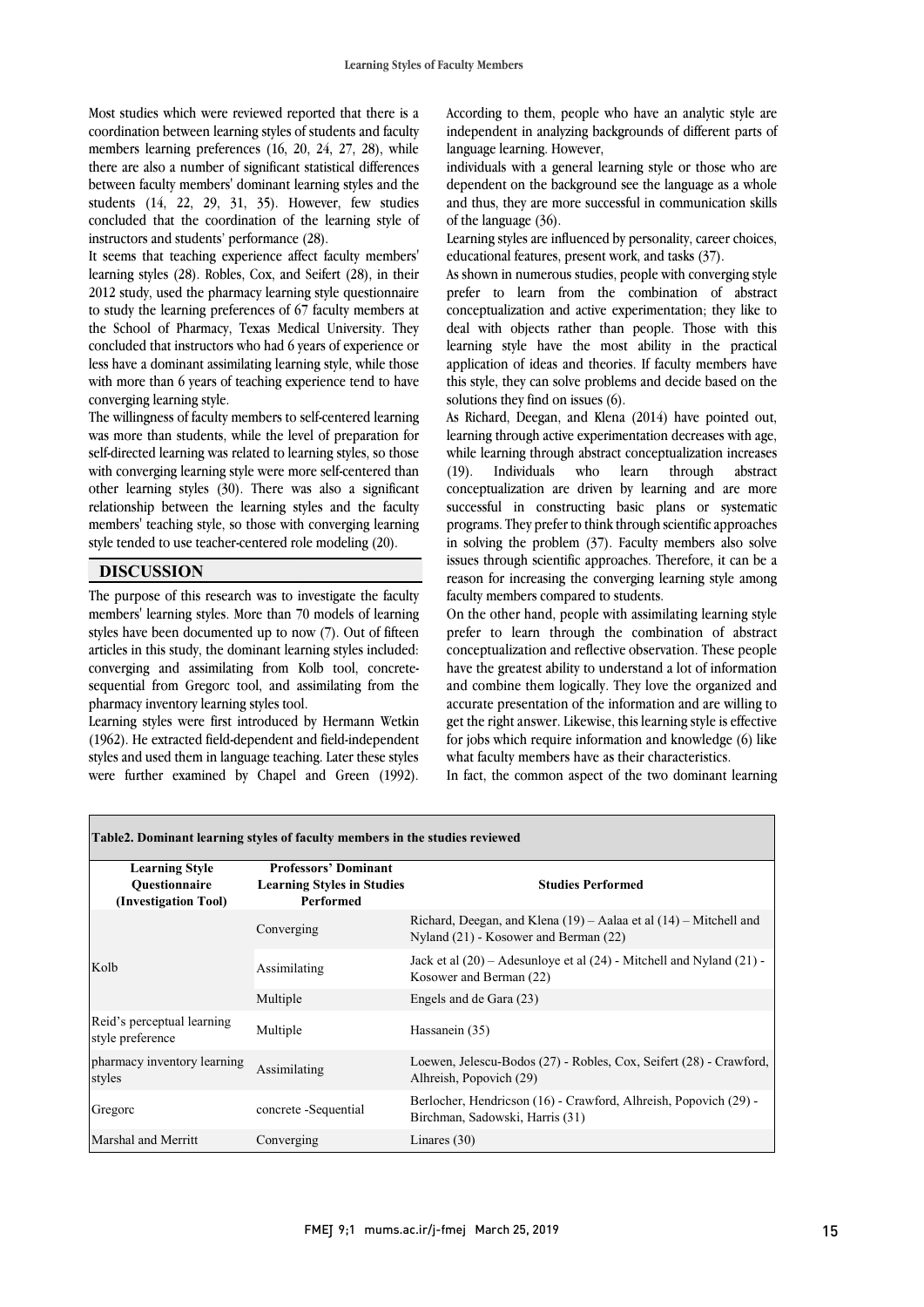Most studies which were reviewed reported that there is a coordination between learning styles of students and faculty members learning preferences (16, 20, 24, 27, 28), while there are also a number of significant statistical differences between faculty members' dominant learning styles and the students (14, 22, 29, 31, 35). However, few studies concluded that the coordination of the learning style of instructors and students' performance (28).

It seems that teaching experience affect faculty members' learning styles (28). Robles, Cox, and Seifert (28), in their 2012 study, used the pharmacy learning style questionnaire to study the learning preferences of 67 faculty members at the School of Pharmacy, Texas Medical University. They concluded that instructors who had 6 years of experience or less have a dominant assimilating learning style, while those with more than 6 years of teaching experience tend to have converging learning style.

The willingness of faculty members to self-centered learning was more than students, while the level of preparation for self-directed learning was related to learning styles, so those with converging learning style were more self-centered than other learning styles (30). There was also a significant relationship between the learning styles and the faculty members' teaching style, so those with converging learning style tended to use teacher-centered role modeling (20).

## DISCUSSION

The purpose of this research was to investigate the faculty members' learning styles. More than 70 models of learning styles have been documented up to now (7). Out of fifteen articles in this study, the dominant learning styles included: converging and assimilating from Kolb tool, concrete-sequential from Gregorc tool, and assimilating from the pharmacy inventory learning styles tool.

Learning styles were first introduced by Hermann Wetkin (1962). He extracted field-dependent and field-independent styles and used them in language teaching. Later these styles were further examined by Chapel and Green (1992). According to them, people who have an analytic style are independent in analyzing backgrounds of different parts of language learning. However,

individuals with a general learning style or those who are dependent on the background see the language as a whole and thus, they are more successful in communication skills of the language (36).

Learning styles are influenced by personality, career choices, educational features, present work, and tasks (37).

As shown in numerous studies, people with converging style prefer to learn from the combination of abstract conceptualization and active experimentation; they like to deal with objects rather than people. Those with this learning style have the most ability in the practical application of ideas and theories. If faculty members have this style, they can solve problems and decide based on the solutions they find on issues (6).

As Richard, Deegan, and Klena (2014) have pointed out, learning through active experimentation decreases with age, while learning through abstract conceptualization increases (19). Individuals who learn through abstract conceptualization are driven by learning and are more successful in constructing basic plans or systematic programs. They prefer to think through scientific approaches in solving the problem (37). Faculty members also solve issues through scientific approaches. Therefore, it can be a reason for increasing the converging learning style among faculty members compared to students.

On the other hand, people with assimilating learning style prefer to learn through the combination of abstract conceptualization and reflective observation. These people have the greatest ability to understand a lot of information and combine them logically. They love the organized and accurate presentation of the information and are willing to get the right answer. Likewise, this learning style is effective for jobs which require information and knowledge (6) like what faculty members have as their characteristics.

In fact, the common aspect of the two dominant learning

**Table2. Dominant learning styles of faculty members in the studies reviewed**

| Learning Style Questionnaire (Investigation Tool) | Professors' Dominant Learning Styles in Studies Performed | Studies Performed |
|---|---|---|
| Kolb | Converging | Richard, Deegan, and Klena (19) – Aalaa et al (14) – Mitchell and Nyland (21) - Kosower and Berman (22) |
| | Assimilating | Jack et al (20) – Adesunloye et al (24) - Mitchell and Nyland (21) - Kosower and Berman (22) |
| | Multiple | Engels and de Gara (23) |
| Reid's perceptual learning style preference | Multiple | Hassanein (35) |
| pharmacy inventory learning styles | Assimilating | Loewen, Jelescu-Bodos (27) - Robles, Cox, Seifert (28) - Crawford, Alhreish, Popovich (29) |
| Gregorc | concrete -Sequential | Berlocher, Hendricson (16) - Crawford, Alhreish, Popovich (29) - Birchman, Sadowski, Harris (31) |
| Marshal and Merritt | Converging | Linares (30) |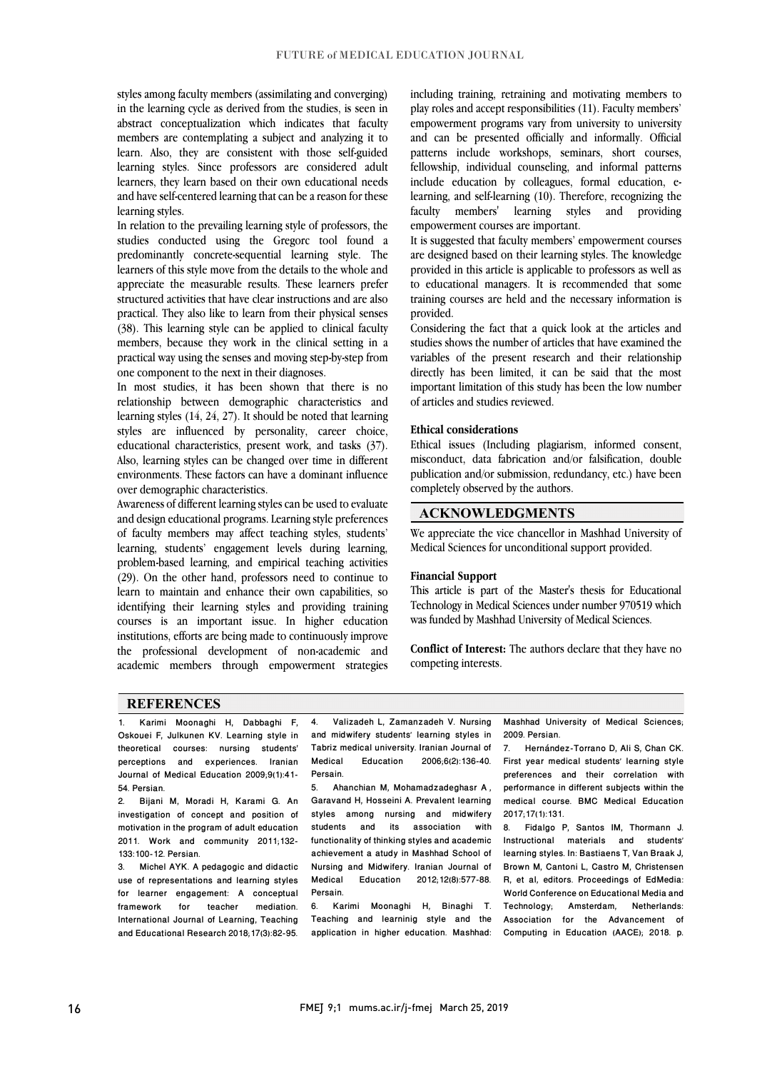styles among faculty members (assimilating and converging) in the learning cycle as derived from the studies, is seen in abstract conceptualization which indicates that faculty members are contemplating a subject and analyzing it to learn. Also, they are consistent with those self-guided learning styles. Since professors are considered adult learners, they learn based on their own educational needs and have self-centered learning that can be a reason for these learning styles.

In relation to the prevailing learning style of professors, the studies conducted using the Gregorc tool found a predominantly concrete-sequential learning style. The learners of this style move from the details to the whole and appreciate the measurable results. These learners prefer structured activities that have clear instructions and are also practical. They also like to learn from their physical senses (38). This learning style can be applied to clinical faculty members, because they work in the clinical setting in a practical way using the senses and moving step-by-step from one component to the next in their diagnoses.

In most studies, it has been shown that there is no relationship between demographic characteristics and learning styles (14, 24, 27). It should be noted that learning styles are influenced by personality, career choice, educational characteristics, present work, and tasks (37). Also, learning styles can be changed over time in different environments. These factors can have a dominant influence over demographic characteristics.

Awareness of different learning styles can be used to evaluate and design educational programs. Learning style preferences of faculty members may affect teaching styles, students' learning, students' engagement levels during learning, problem-based learning, and empirical teaching activities (29). On the other hand, professors need to continue to learn to maintain and enhance their own capabilities, so identifying their learning styles and providing training courses is an important issue. In higher education institutions, efforts are being made to continuously improve the professional development of non-academic and academic members through empowerment strategies including training, retraining and motivating members to play roles and accept responsibilities (11). Faculty members' empowerment programs vary from university to university and can be presented officially and informally. Official patterns include workshops, seminars, short courses, fellowship, individual counseling, and informal patterns include education by colleagues, formal education, e-learning, and self-learning (10). Therefore, recognizing the faculty members' learning styles and providing empowerment courses are important.

It is suggested that faculty members' empowerment courses are designed based on their learning styles. The knowledge provided in this article is applicable to professors as well as to educational managers. It is recommended that some training courses are held and the necessary information is provided.

Considering the fact that a quick look at the articles and studies shows the number of articles that have examined the variables of the present research and their relationship directly has been limited, it can be said that the most important limitation of this study has been the low number of articles and studies reviewed.

### Ethical considerations

Ethical issues (Including plagiarism, informed consent, misconduct, data fabrication and/or falsification, double publication and/or submission, redundancy, etc.) have been completely observed by the authors.

## ACKNOWLEDGMENTS

We appreciate the vice chancellor in Mashhad University of Medical Sciences for unconditional support provided.

### Financial Support

This article is part of the Master's thesis for Educational Technology in Medical Sciences under number 970519 which was funded by Mashhad University of Medical Sciences.

**Conflict of Interest:** The authors declare that they have no competing interests.

## REFERENCES

1. Karimi Moonaghi H, Dabbaghi F, Oskouei F, Julkunen KV. Learning style in theoretical courses: nursing students' perceptions and experiences. Iranian Journal of Medical Education 2009;9(1):41-54. Persian.
2. Bijani M, Moradi H, Karami G. An investigation of concept and position of motivation in the program of adult education 2011. Work and community 2011;132-133:100-12. Persian.
3. Michel AYK. A pedagogic and didactic use of representations and learning styles for learner engagement: A conceptual framework for teacher mediation. International Journal of Learning, Teaching and Educational Research 2018;17(3):82-95.
4. Valizadeh L, Zamanzadeh V. Nursing and midwifery students' learning styles in Tabriz medical university. Iranian Journal of Medical Education 2006;6(2):136-40. Persain.
5. Ahanchian M, Mohamadzadeghasr A , Garavand H, Hosseini A. Prevalent learning styles among nursing and midwifery students and its association with functionality of thinking styles and academic achievement a atudy in Mashhad School of Nursing and Midwifery. Iranian Journal of Medical Education 2012;12(8):577-88. Persain.
6. Karimi Moonaghi H, Binaghi T. Teaching and learninig style and the application in higher education. Mashhad: Mashhad University of Medical Sciences; 2009. Persian.
7. Hernández-Torrano D, Ali S, Chan CK. First year medical students' learning style preferences and their correlation with performance in different subjects within the medical course. BMC Medical Education 2017;17(1):131.
8. Fidalgo P, Santos IM, Thormann J. Instructional materials and students' learning styles. In: Bastiaens T, Van Braak J, Brown M, Cantoni L, Castro M, Christensen R, et al, editors. Proceedings of EdMedia: World Conference on Educational Media and Technology; Amsterdam, Netherlands: Association for the Advancement of Computing in Education (AACE); 2018. p.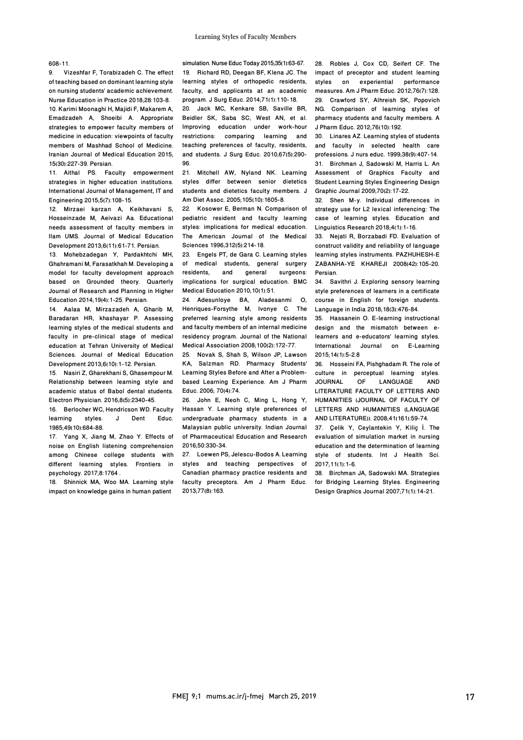608-11.

9. Vizeshfar F, Torabizadeh C. The effect of teaching based on dominant learning style on nursing students' academic achievement. Nurse Education in Practice 2018;28:103-8.

10. Karimi Moonaghi H, Majidi F, Makarem A, Emadzadeh A, Shoeibi A. Appropriate strategies to empower faculty members of medicine in education: viewpoints of faculty members of Mashhad School of Medicine. Iranian Journal of Medical Education 2015; 15(30):227-39. Persian.

11. Aithal PS. Faculty empowerment strategies in higher education institutions. International Journal of Management, IT and Engineering 2015;5(7):108-15.

12. Mirzaei karzan A, Keikhavani S, Hosseinzade M, Aeivazi Aa. Educational needs assessment of faculty members in Ilam UMS. Journal of Medical Education Development 2013;6(11):61-71. Persian.

13. Mohebzadegan Y, Pardakhtchi MH, Ghahramani M, Farasatkhah M. Developing a model for faculty development approach based on Grounded theory. Quarterly Journal of Research and Planning in Higher Education 2014;19(4):1-25. Persian.

14. Aalaa M, Mirzazadeh A, Gharib M, Baradaran HR, khashayar P. Assessing learning styles of the medical students and faculty in pre-clinical stage of medical education at Tehran University of Medical Sciences. Journal of Medical Education Development 2013;6(10):1-12. Persian.

15. Nasiri Z, Gharekhani S, Ghasempour M. Relationship between learning style and academic status of Babol dental students. Electron Physician. 2016;8(5):2340-45.

16. Berlocher WC, Hendricson WD. Faculty learning styles. J Dent Educ. 1985;49(10):684-88.

17. Yang X, Jiang M, Zhao Y. Effects of noise on English listening comprehension among Chinese college students with different learning styles. Frontiers in psychology. 2017;8:1764 .

18. Shinnick MA, Woo MA. Learning style impact on knowledge gains in human patient simulation. Nurse Educ Today 2015;35(1):63-67.

19. Richard RD, Deegan BF, Klena JC. The learning styles of orthopedic residents, faculty, and applicants at an academic program. J Surg Educ. 2014;71(1):110-18.

20. Jack MC, Kenkare SB, Saville BR, Beidler SK, Saba SC, West AN, et al. Improving education under work-hour restrictions: comparing learning and teaching preferences of faculty, residents, and students. J Surg Educ. 2010;67(5):290-96.

21. Mitchell AW, Nyland NK. Learning styles differ between senior dietetics students and dietetics faculty members. J Am Diet Assoc. 2005;105(10):1605-8.

22. Kosower E, Berman N. Comparison of pediatric resident and faculty learning styles: implications for medical education. The American Journal of the Medical Sciences 1996;312(5):214-18.

23. Engels PT, de Gara C. Learning styles of medical students, general surgery residents, and general surgeons: implications for surgical education. BMC Medical Education 2010;10(1):51.

24. Adesunloye BA, Aladesanmi O, Henriques-Forsythe M, Ivonye C. The preferred learning style among residents and faculty members of an internal medicine residency program. Journal of the National Medical Association 2008;100(2):172-77.

25. Novak S, Shah S, Wilson JP, Lawson KA, Salzman RD. Pharmacy Students' Learning Styles Before and After a Problem-based Learning Experience. Am J Pharm Educ. 2006; 70(4):74.

26. John E, Neoh C, Ming L, Hong Y, Hassan Y. Learning style preferences of undergraduate pharmacy students in a Malaysian public university. Indian Journal of Pharmaceutical Education and Research 2016;50:330-34.

27. Loewen PS, Jelescu-Bodos A. Learning styles and teaching perspectives of Canadian pharmacy practice residents and faculty preceptors. Am J Pharm Educ. 2013;77(8):163.

28. Robles J, Cox CD, Seifert CF. The impact of preceptor and student learning styles on experiential performance measures. Am J Pharm Educ. 2012;76(7):128.

29. Crawford SY, Alhreish SK, Popovich NG. Comparison of learning styles of pharmacy students and faculty members. A J Pharm Educ. 2012;76(10):192.

30. Linares AZ. Learning styles of students and faculty in selected health care professions. J nurs educ. 1999;38(9):407-14.

31. Birchman J, Sadowski M, Harris L. An Assessment of Graphics Faculty and Student Learning Styles Engineering Design Graphic Journal 2009;70(2):17-22.

32. Shen M-y. Individual differences in strategy use for L2 lexical inferencing: The case of learning styles. Education and Linguistics Research 2018;4(1):1-16.

33. Nejati R, Borzabadi FD. Evaluation of construct validity and reliability of language learning styles instruments. PAZHUHESH-E ZABANHA-YE KHAREJI 2008(42):105-20. Persian.

34. Savithri J. Exploring sensory learning style preferences of learners in a certificate course in English for foreign students. Language in India 2018;18(3):476-84.

35. Hassanein O. E-learning instructional design and the mismatch between e-learners and e-educators' learning styles. International Journal on E-Learning 2015;14(1):5-2.8

36. Hosseini FA, Pishghadam R. The role of culture in perceptual learning styles. JOURNAL OF LANGUAGE AND LITERATURE FACULTY OF LETTERS AND HUMANITIES (JOURNAL OF FACULTY OF LETTERS AND HUMANITIES (LANGUAGE AND LITERATURE)). 2008;41(161):59-74.

37. Çelik Y, Ceylantekin Y, Kiliç İ. The evaluation of simulation market in nursing education and the determination of learning style of students. Int J Health Sci. 2017;11(1):1-6.

38. Birchman JA, Sadowski MA. Strategies for Bridging Learning Styles. Engineering Design Graphics Journal 2007;71(1):14-21.